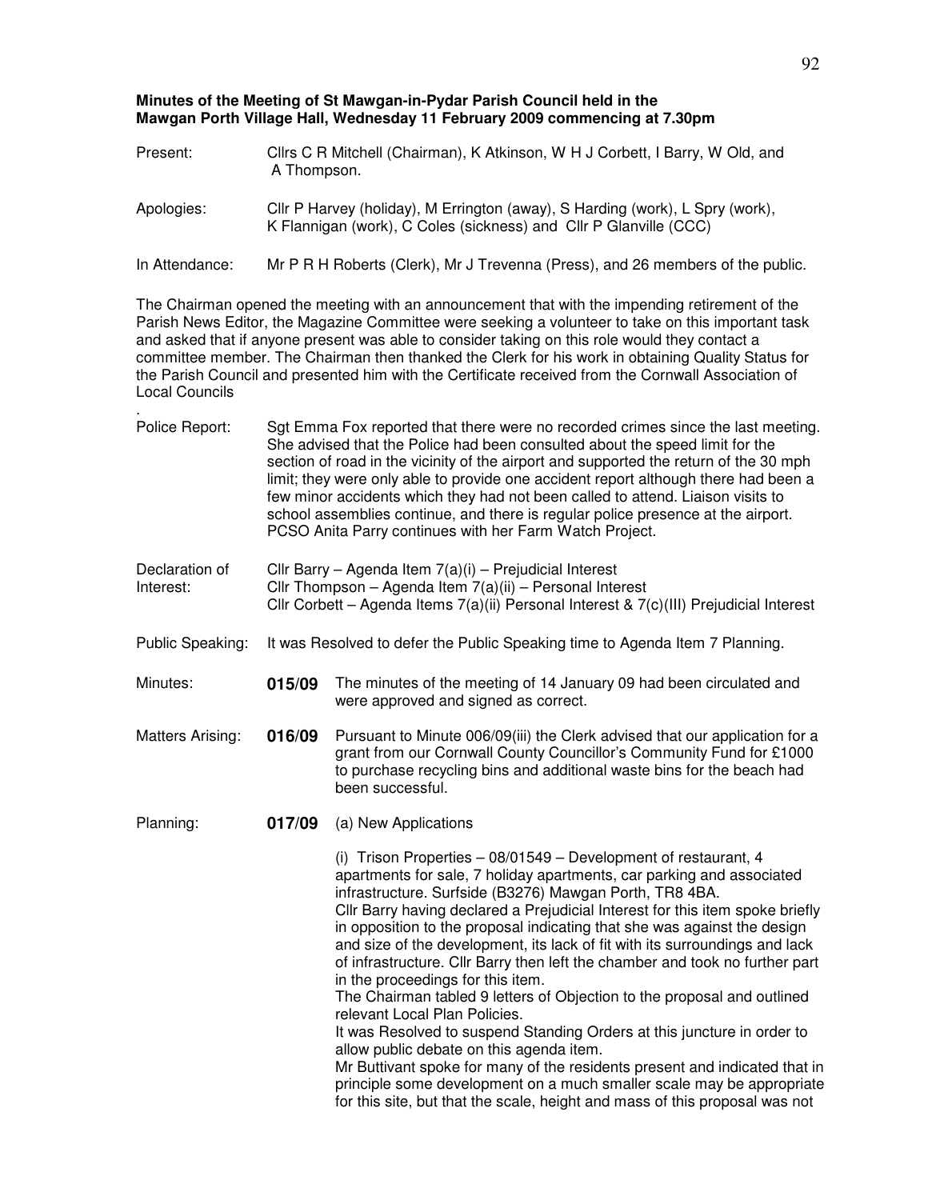**Minutes of the Meeting of St Mawgan-in-Pydar Parish Council held in the Mawgan Porth Village Hall, Wednesday 11 February 2009 commencing at 7.30pm**

Present: Cllrs C R Mitchell (Chairman), K Atkinson, W H J Corbett, I Barry, W Old, and A Thompson.

Apologies: Cllr P Harvey (holiday), M Errington (away), S Harding (work), L Spry (work), K Flannigan (work), C Coles (sickness) and Cllr P Glanville (CCC)

In Attendance: Mr P R H Roberts (Clerk), Mr J Trevenna (Press), and 26 members of the public.

The Chairman opened the meeting with an announcement that with the impending retirement of the Parish News Editor, the Magazine Committee were seeking a volunteer to take on this important task and asked that if anyone present was able to consider taking on this role would they contact a committee member. The Chairman then thanked the Clerk for his work in obtaining Quality Status for the Parish Council and presented him with the Certificate received from the Cornwall Association of Local Councils

.

Police Report: Sgt Emma Fox reported that there were no recorded crimes since the last meeting. She advised that the Police had been consulted about the speed limit for the section of road in the vicinity of the airport and supported the return of the 30 mph limit; they were only able to provide one accident report although there had been a few minor accidents which they had not been called to attend. Liaison visits to school assemblies continue, and there is regular police presence at the airport. PCSO Anita Parry continues with her Farm Watch Project.

Declaration of Interest: Cllr Barry – Agenda Item 7(a)(i) – Prejudicial Interest
Cllr Thompson – Agenda Item 7(a)(ii) – Personal Interest
Cllr Corbett – Agenda Items 7(a)(ii) Personal Interest & 7(c)(III) Prejudicial Interest

Public Speaking: It was Resolved to defer the Public Speaking time to Agenda Item 7 Planning.

Minutes: **015/09** The minutes of the meeting of 14 January 09 had been circulated and were approved and signed as correct.

Matters Arising: **016/09** Pursuant to Minute 006/09(iii) the Clerk advised that our application for a grant from our Cornwall County Councillor's Community Fund for £1000 to purchase recycling bins and additional waste bins for the beach had been successful.

Planning: **017/09** (a) New Applications

(i) Trison Properties – 08/01549 – Development of restaurant, 4 apartments for sale, 7 holiday apartments, car parking and associated infrastructure. Surfside (B3276) Mawgan Porth, TR8 4BA.
Cllr Barry having declared a Prejudicial Interest for this item spoke briefly in opposition to the proposal indicating that she was against the design and size of the development, its lack of fit with its surroundings and lack of infrastructure. Cllr Barry then left the chamber and took no further part in the proceedings for this item.
The Chairman tabled 9 letters of Objection to the proposal and outlined relevant Local Plan Policies.
It was Resolved to suspend Standing Orders at this juncture in order to allow public debate on this agenda item.
Mr Buttivant spoke for many of the residents present and indicated that in principle some development on a much smaller scale may be appropriate for this site, but that the scale, height and mass of this proposal was not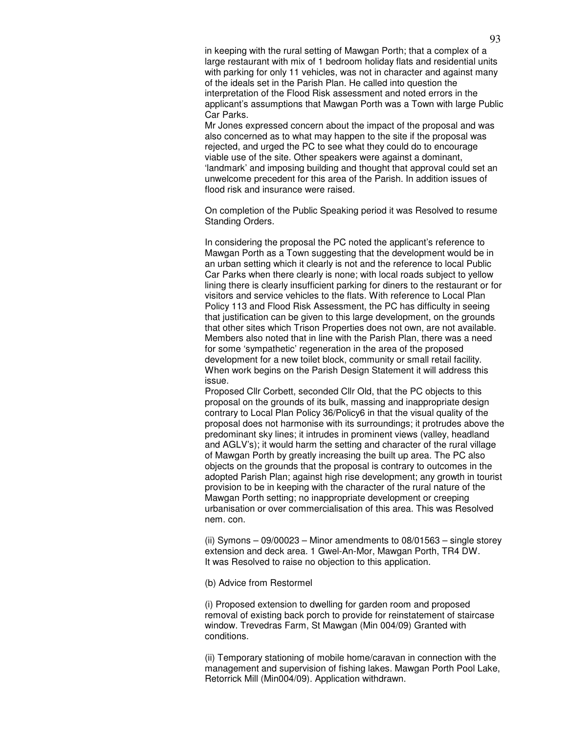in keeping with the rural setting of Mawgan Porth; that a complex of a large restaurant with mix of 1 bedroom holiday flats and residential units with parking for only 11 vehicles, was not in character and against many of the ideals set in the Parish Plan. He called into question the interpretation of the Flood Risk assessment and noted errors in the applicant's assumptions that Mawgan Porth was a Town with large Public Car Parks.

Mr Jones expressed concern about the impact of the proposal and was also concerned as to what may happen to the site if the proposal was rejected, and urged the PC to see what they could do to encourage viable use of the site. Other speakers were against a dominant, 'landmark' and imposing building and thought that approval could set an unwelcome precedent for this area of the Parish. In addition issues of flood risk and insurance were raised.

On completion of the Public Speaking period it was Resolved to resume Standing Orders.

In considering the proposal the PC noted the applicant's reference to Mawgan Porth as a Town suggesting that the development would be in an urban setting which it clearly is not and the reference to local Public Car Parks when there clearly is none; with local roads subject to yellow lining there is clearly insufficient parking for diners to the restaurant or for visitors and service vehicles to the flats. With reference to Local Plan Policy 113 and Flood Risk Assessment, the PC has difficulty in seeing that justification can be given to this large development, on the grounds that other sites which Trison Properties does not own, are not available. Members also noted that in line with the Parish Plan, there was a need for some 'sympathetic' regeneration in the area of the proposed development for a new toilet block, community or small retail facility. When work begins on the Parish Design Statement it will address this issue.

Proposed Cllr Corbett, seconded Cllr Old, that the PC objects to this proposal on the grounds of its bulk, massing and inappropriate design contrary to Local Plan Policy 36/Policy6 in that the visual quality of the proposal does not harmonise with its surroundings; it protrudes above the predominant sky lines; it intrudes in prominent views (valley, headland and AGLV's); it would harm the setting and character of the rural village of Mawgan Porth by greatly increasing the built up area. The PC also objects on the grounds that the proposal is contrary to outcomes in the adopted Parish Plan; against high rise development; any growth in tourist provision to be in keeping with the character of the rural nature of the Mawgan Porth setting; no inappropriate development or creeping urbanisation or over commercialisation of this area. This was Resolved nem. con.

(ii) Symons – 09/00023 – Minor amendments to 08/01563 – single storey extension and deck area. 1 Gwel-An-Mor, Mawgan Porth, TR4 DW. It was Resolved to raise no objection to this application.

(b) Advice from Restormel

(i) Proposed extension to dwelling for garden room and proposed removal of existing back porch to provide for reinstatement of staircase window. Trevedras Farm, St Mawgan (Min 004/09) Granted with conditions.

(ii) Temporary stationing of mobile home/caravan in connection with the management and supervision of fishing lakes. Mawgan Porth Pool Lake, Retorrick Mill (Min004/09). Application withdrawn.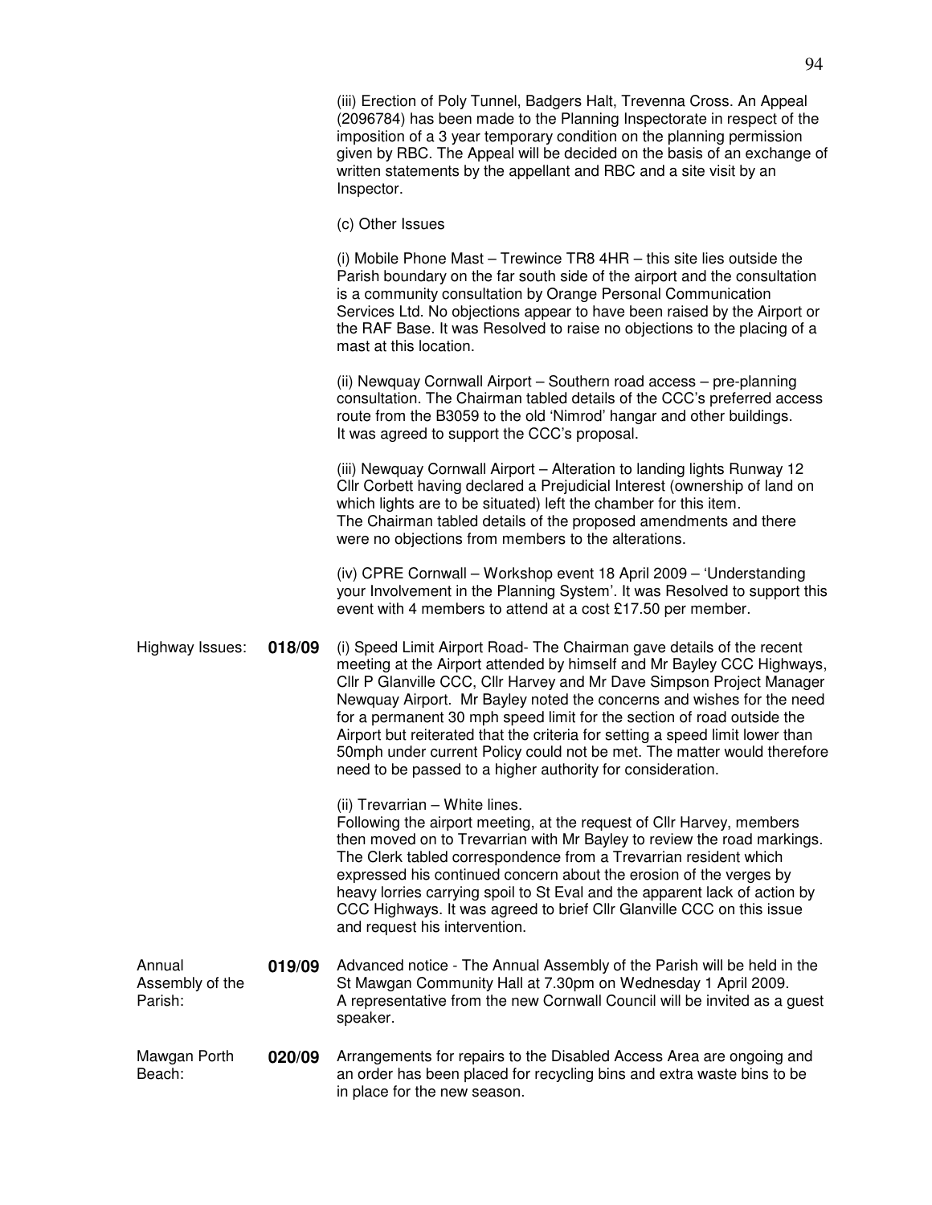(iii) Erection of Poly Tunnel, Badgers Halt, Trevenna Cross. An Appeal (2096784) has been made to the Planning Inspectorate in respect of the imposition of a 3 year temporary condition on the planning permission given by RBC. The Appeal will be decided on the basis of an exchange of written statements by the appellant and RBC and a site visit by an Inspector.

(c) Other Issues

(i) Mobile Phone Mast – Trewince TR8 4HR – this site lies outside the Parish boundary on the far south side of the airport and the consultation is a community consultation by Orange Personal Communication Services Ltd. No objections appear to have been raised by the Airport or the RAF Base. It was Resolved to raise no objections to the placing of a mast at this location.

(ii) Newquay Cornwall Airport – Southern road access – pre-planning consultation. The Chairman tabled details of the CCC's preferred access route from the B3059 to the old 'Nimrod' hangar and other buildings. It was agreed to support the CCC's proposal.

(iii) Newquay Cornwall Airport – Alteration to landing lights Runway 12 Cllr Corbett having declared a Prejudicial Interest (ownership of land on which lights are to be situated) left the chamber for this item. The Chairman tabled details of the proposed amendments and there were no objections from members to the alterations.

(iv) CPRE Cornwall – Workshop event 18 April 2009 – 'Understanding your Involvement in the Planning System'. It was Resolved to support this event with 4 members to attend at a cost £17.50 per member.

Highway Issues: **018/09** (i) Speed Limit Airport Road- The Chairman gave details of the recent meeting at the Airport attended by himself and Mr Bayley CCC Highways, Cllr P Glanville CCC, Cllr Harvey and Mr Dave Simpson Project Manager Newquay Airport. Mr Bayley noted the concerns and wishes for the need for a permanent 30 mph speed limit for the section of road outside the Airport but reiterated that the criteria for setting a speed limit lower than 50mph under current Policy could not be met. The matter would therefore need to be passed to a higher authority for consideration.

(ii) Trevarrian – White lines.
Following the airport meeting, at the request of Cllr Harvey, members then moved on to Trevarrian with Mr Bayley to review the road markings. The Clerk tabled correspondence from a Trevarrian resident which expressed his continued concern about the erosion of the verges by heavy lorries carrying spoil to St Eval and the apparent lack of action by CCC Highways. It was agreed to brief Cllr Glanville CCC on this issue and request his intervention.

Annual Assembly of the Parish: **019/09** Advanced notice - The Annual Assembly of the Parish will be held in the St Mawgan Community Hall at 7.30pm on Wednesday 1 April 2009. A representative from the new Cornwall Council will be invited as a guest speaker.

Mawgan Porth Beach: **020/09** Arrangements for repairs to the Disabled Access Area are ongoing and an order has been placed for recycling bins and extra waste bins to be in place for the new season.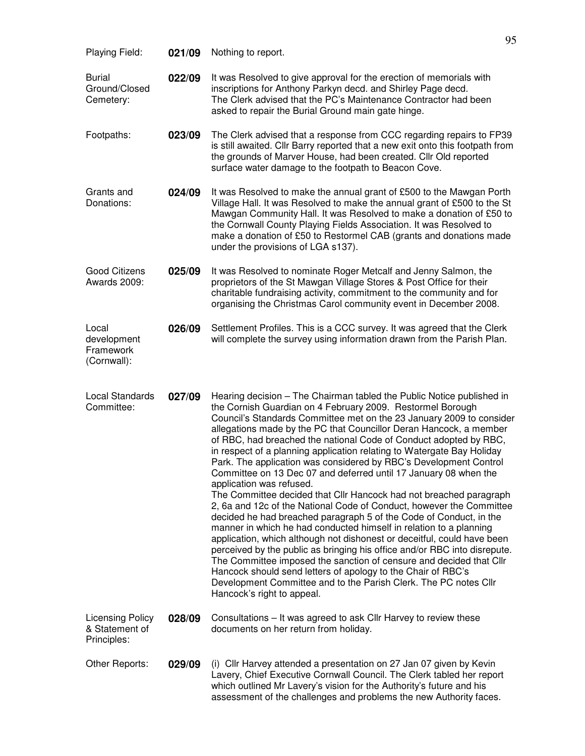Playing Field: **021/09** Nothing to report.

Burial Ground/Closed Cemetery: **022/09** It was Resolved to give approval for the erection of memorials with inscriptions for Anthony Parkyn decd. and Shirley Page decd.
The Clerk advised that the PC's Maintenance Contractor had been asked to repair the Burial Ground main gate hinge.

Footpaths: **023/09** The Clerk advised that a response from CCC regarding repairs to FP39 is still awaited. Cllr Barry reported that a new exit onto this footpath from the grounds of Marver House, had been created. Cllr Old reported surface water damage to the footpath to Beacon Cove.

Grants and Donations: **024/09** It was Resolved to make the annual grant of £500 to the Mawgan Porth Village Hall. It was Resolved to make the annual grant of £500 to the St Mawgan Community Hall. It was Resolved to make a donation of £50 to the Cornwall County Playing Fields Association. It was Resolved to make a donation of £50 to Restormel CAB (grants and donations made under the provisions of LGA s137).

Good Citizens Awards 2009: **025/09** It was Resolved to nominate Roger Metcalf and Jenny Salmon, the proprietors of the St Mawgan Village Stores & Post Office for their charitable fundraising activity, commitment to the community and for organising the Christmas Carol community event in December 2008.

Local development Framework (Cornwall): **026/09** Settlement Profiles. This is a CCC survey. It was agreed that the Clerk will complete the survey using information drawn from the Parish Plan.

Local Standards Committee: **027/09** Hearing decision – The Chairman tabled the Public Notice published in the Cornish Guardian on 4 February 2009. Restormel Borough Council's Standards Committee met on the 23 January 2009 to consider allegations made by the PC that Councillor Deran Hancock, a member of RBC, had breached the national Code of Conduct adopted by RBC, in respect of a planning application relating to Watergate Bay Holiday Park. The application was considered by RBC's Development Control Committee on 13 Dec 07 and deferred until 17 January 08 when the application was refused.
The Committee decided that Cllr Hancock had not breached paragraph 2, 6a and 12c of the National Code of Conduct, however the Committee decided he had breached paragraph 5 of the Code of Conduct, in the manner in which he had conducted himself in relation to a planning application, which although not dishonest or deceitful, could have been perceived by the public as bringing his office and/or RBC into disrepute. The Committee imposed the sanction of censure and decided that Cllr Hancock should send letters of apology to the Chair of RBC's Development Committee and to the Parish Clerk. The PC notes Cllr Hancock's right to appeal.

Licensing Policy & Statement of Principles: **028/09** Consultations – It was agreed to ask Cllr Harvey to review these documents on her return from holiday.

Other Reports: **029/09** (i) Cllr Harvey attended a presentation on 27 Jan 07 given by Kevin Lavery, Chief Executive Cornwall Council. The Clerk tabled her report which outlined Mr Lavery's vision for the Authority's future and his assessment of the challenges and problems the new Authority faces.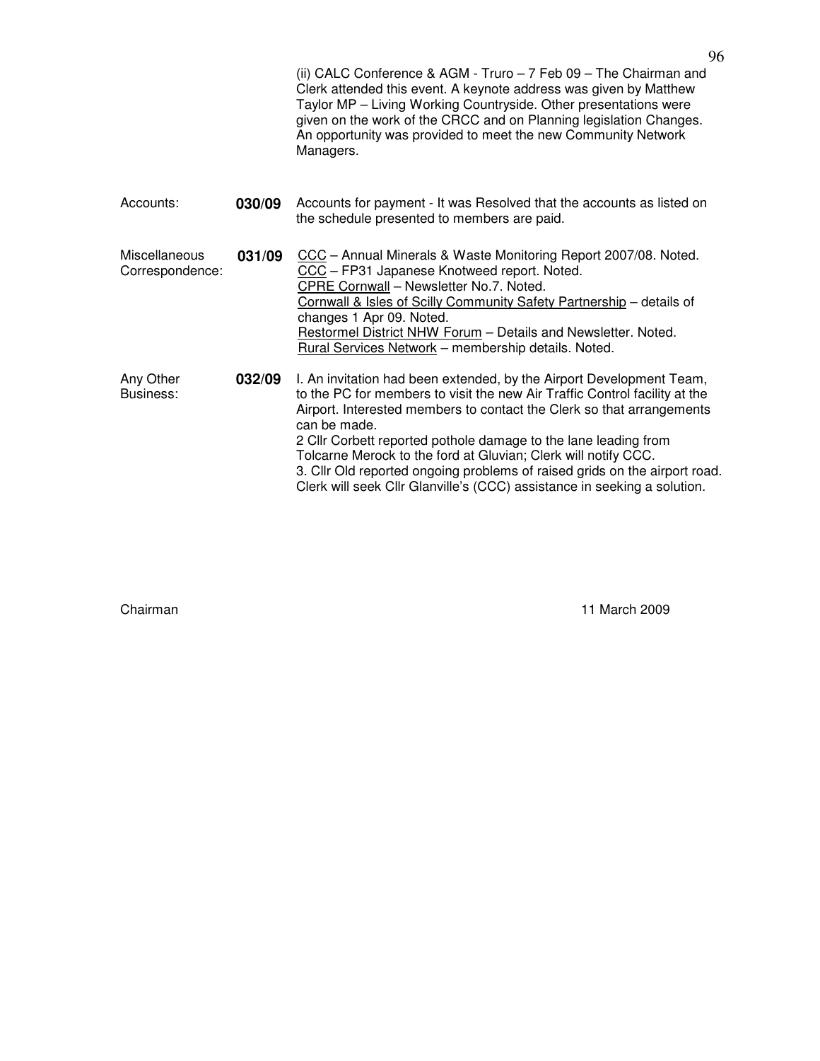(ii) CALC Conference & AGM - Truro – 7 Feb 09 – The Chairman and Clerk attended this event. A keynote address was given by Matthew Taylor MP – Living Working Countryside. Other presentations were given on the work of the CRCC and on Planning legislation Changes. An opportunity was provided to meet the new Community Network Managers.

| | | |
|---|---|---|
| Accounts: | **030/09** | Accounts for payment - It was Resolved that the accounts as listed on the schedule presented to members are paid. |
| Miscellaneous Correspondence: | **031/09** | CCC – Annual Minerals & Waste Monitoring Report 2007/08. Noted.<br>CCC – FP31 Japanese Knotweed report. Noted.<br>CPRE Cornwall – Newsletter No.7. Noted.<br>Cornwall & Isles of Scilly Community Safety Partnership – details of changes 1 Apr 09. Noted.<br>Restormel District NHW Forum – Details and Newsletter. Noted.<br>Rural Services Network – membership details. Noted. |
| Any Other Business: | **032/09** | I. An invitation had been extended, by the Airport Development Team, to the PC for members to visit the new Air Traffic Control facility at the Airport. Interested members to contact the Clerk so that arrangements can be made.<br>2 Cllr Corbett reported pothole damage to the lane leading from Tolcarne Merock to the ford at Gluvian; Clerk will notify CCC.<br>3. Cllr Old reported ongoing problems of raised grids on the airport road. Clerk will seek Cllr Glanville's (CCC) assistance in seeking a solution. |

Chairman 11 March 2009